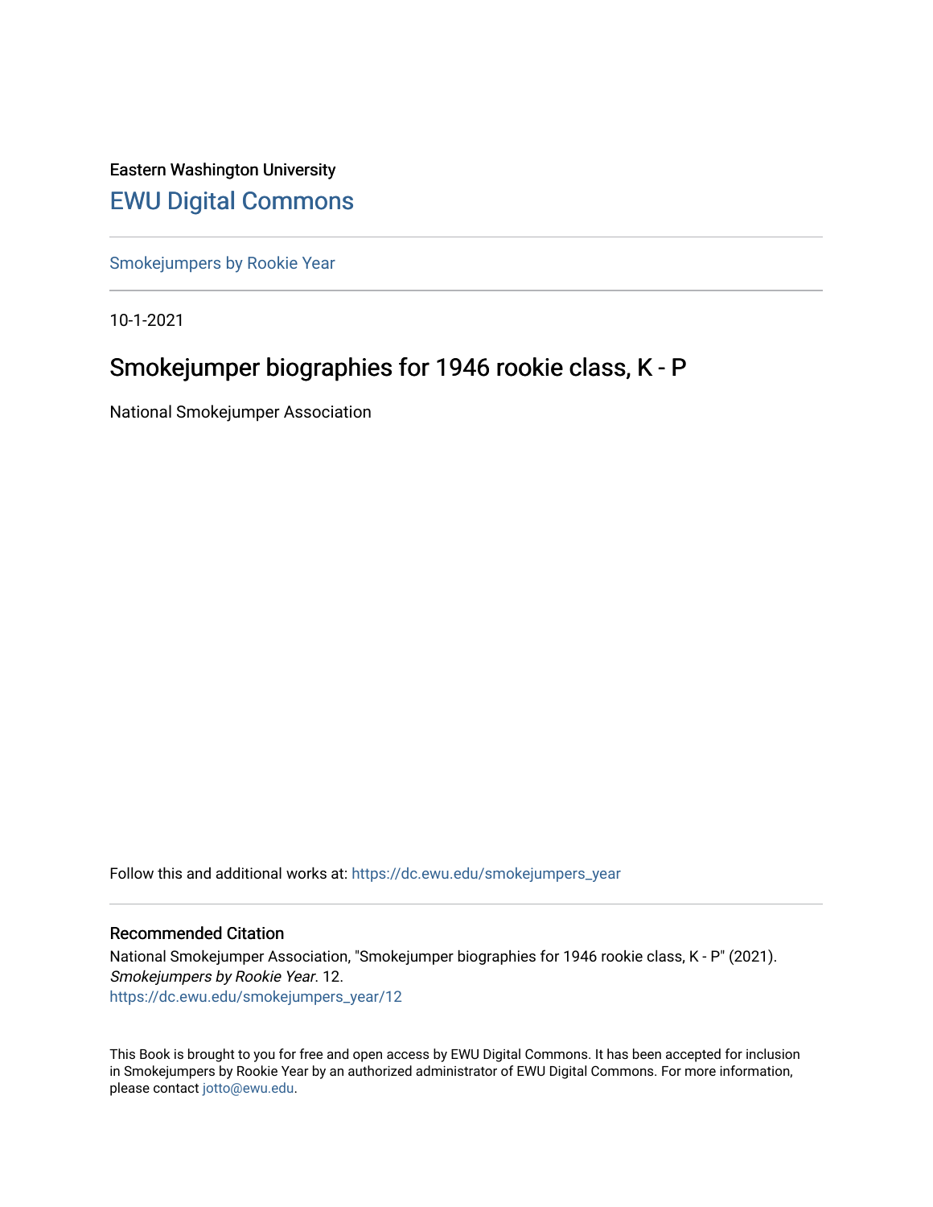Eastern Washington University

## EWU Digital Commons

Smokejumpers by Rookie Year

10-1-2021

# Smokejumper biographies for 1946 rookie class, K - P

National Smokejumper Association

Follow this and additional works at: https://dc.ewu.edu/smokejumpers_year

### Recommended Citation

National Smokejumper Association, "Smokejumper biographies for 1946 rookie class, K - P" (2021). *Smokejumpers by Rookie Year*. 12.
https://dc.ewu.edu/smokejumpers_year/12

This Book is brought to you for free and open access by EWU Digital Commons. It has been accepted for inclusion in Smokejumpers by Rookie Year by an authorized administrator of EWU Digital Commons. For more information, please contact jotto@ewu.edu.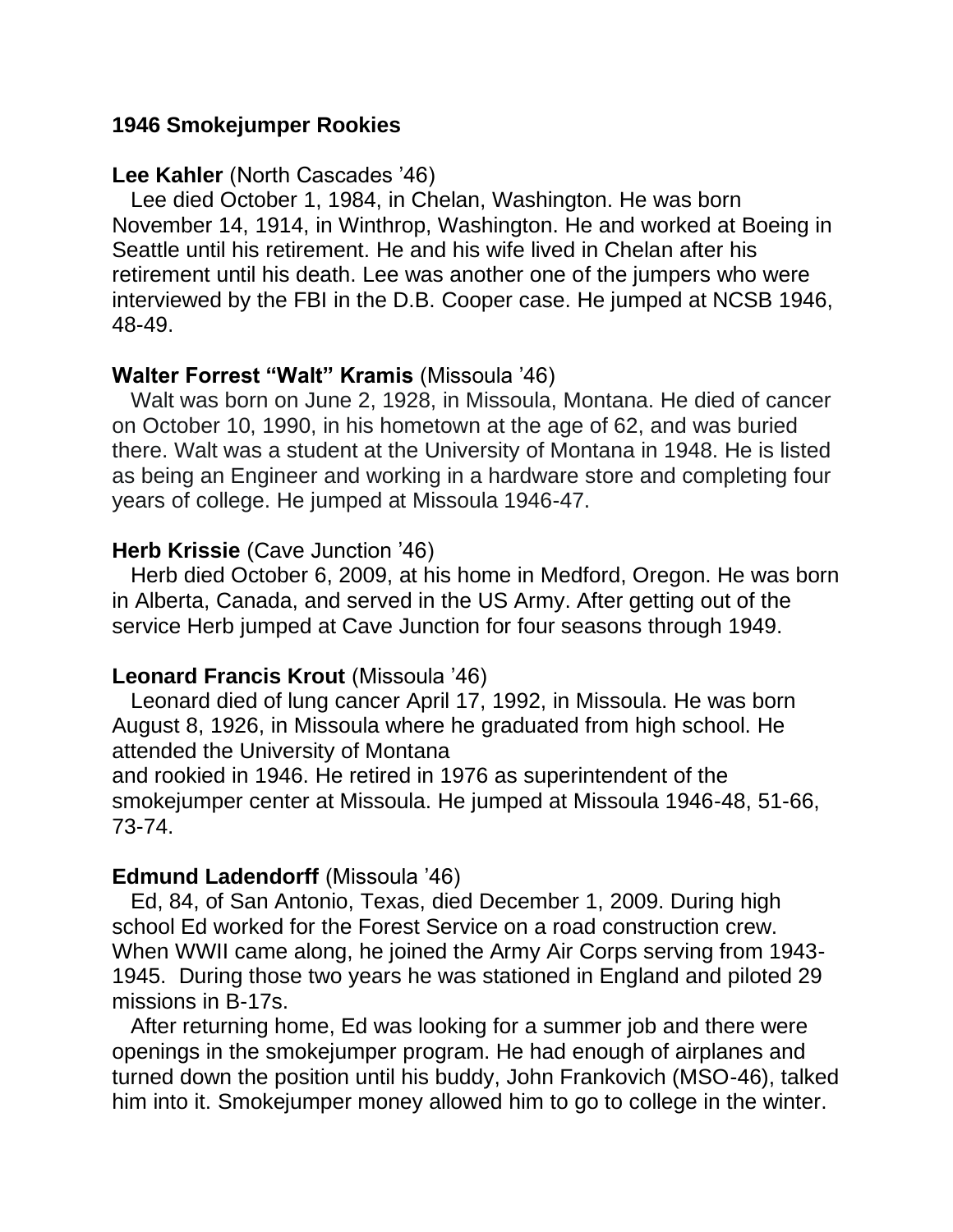**1946 Smokejumper Rookies**

**Lee Kahler** (North Cascades '46)

Lee died October 1, 1984, in Chelan, Washington. He was born November 14, 1914, in Winthrop, Washington. He and worked at Boeing in Seattle until his retirement. He and his wife lived in Chelan after his retirement until his death. Lee was another one of the jumpers who were interviewed by the FBI in the D.B. Cooper case. He jumped at NCSB 1946, 48-49.

**Walter Forrest "Walt" Kramis** (Missoula '46)

Walt was born on June 2, 1928, in Missoula, Montana. He died of cancer on October 10, 1990, in his hometown at the age of 62, and was buried there. Walt was a student at the University of Montana in 1948. He is listed as being an Engineer and working in a hardware store and completing four years of college. He jumped at Missoula 1946-47.

**Herb Krissie** (Cave Junction '46)

Herb died October 6, 2009, at his home in Medford, Oregon. He was born in Alberta, Canada, and served in the US Army. After getting out of the service Herb jumped at Cave Junction for four seasons through 1949.

**Leonard Francis Krout** (Missoula '46)

Leonard died of lung cancer April 17, 1992, in Missoula. He was born August 8, 1926, in Missoula where he graduated from high school. He attended the University of Montana and rookied in 1946. He retired in 1976 as superintendent of the smokejumper center at Missoula. He jumped at Missoula 1946-48, 51-66, 73-74.

**Edmund Ladendorff** (Missoula '46)

Ed, 84, of San Antonio, Texas, died December 1, 2009. During high school Ed worked for the Forest Service on a road construction crew. When WWII came along, he joined the Army Air Corps serving from 1943-1945. During those two years he was stationed in England and piloted 29 missions in B-17s.

After returning home, Ed was looking for a summer job and there were openings in the smokejumper program. He had enough of airplanes and turned down the position until his buddy, John Frankovich (MSO-46), talked him into it. Smokejumper money allowed him to go to college in the winter.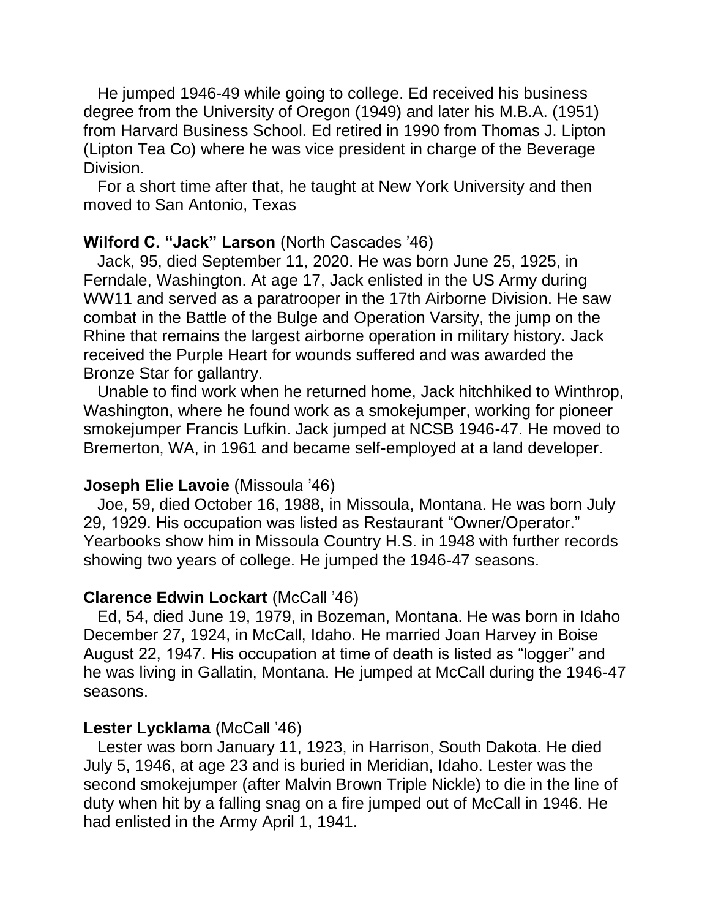He jumped 1946-49 while going to college. Ed received his business degree from the University of Oregon (1949) and later his M.B.A. (1951) from Harvard Business School. Ed retired in 1990 from Thomas J. Lipton (Lipton Tea Co) where he was vice president in charge of the Beverage Division.

For a short time after that, he taught at New York University and then moved to San Antonio, Texas

**Wilford C. "Jack" Larson** (North Cascades '46)

Jack, 95, died September 11, 2020. He was born June 25, 1925, in Ferndale, Washington. At age 17, Jack enlisted in the US Army during WW11 and served as a paratrooper in the 17th Airborne Division. He saw combat in the Battle of the Bulge and Operation Varsity, the jump on the Rhine that remains the largest airborne operation in military history. Jack received the Purple Heart for wounds suffered and was awarded the Bronze Star for gallantry.

Unable to find work when he returned home, Jack hitchhiked to Winthrop, Washington, where he found work as a smokejumper, working for pioneer smokejumper Francis Lufkin. Jack jumped at NCSB 1946-47. He moved to Bremerton, WA, in 1961 and became self-employed at a land developer.

**Joseph Elie Lavoie** (Missoula '46)

Joe, 59, died October 16, 1988, in Missoula, Montana. He was born July 29, 1929. His occupation was listed as Restaurant "Owner/Operator." Yearbooks show him in Missoula Country H.S. in 1948 with further records showing two years of college. He jumped the 1946-47 seasons.

**Clarence Edwin Lockart** (McCall '46)

Ed, 54, died June 19, 1979, in Bozeman, Montana. He was born in Idaho December 27, 1924, in McCall, Idaho. He married Joan Harvey in Boise August 22, 1947. His occupation at time of death is listed as "logger" and he was living in Gallatin, Montana. He jumped at McCall during the 1946-47 seasons.

**Lester Lycklama** (McCall '46)

Lester was born January 11, 1923, in Harrison, South Dakota. He died July 5, 1946, at age 23 and is buried in Meridian, Idaho. Lester was the second smokejumper (after Malvin Brown Triple Nickle) to die in the line of duty when hit by a falling snag on a fire jumped out of McCall in 1946. He had enlisted in the Army April 1, 1941.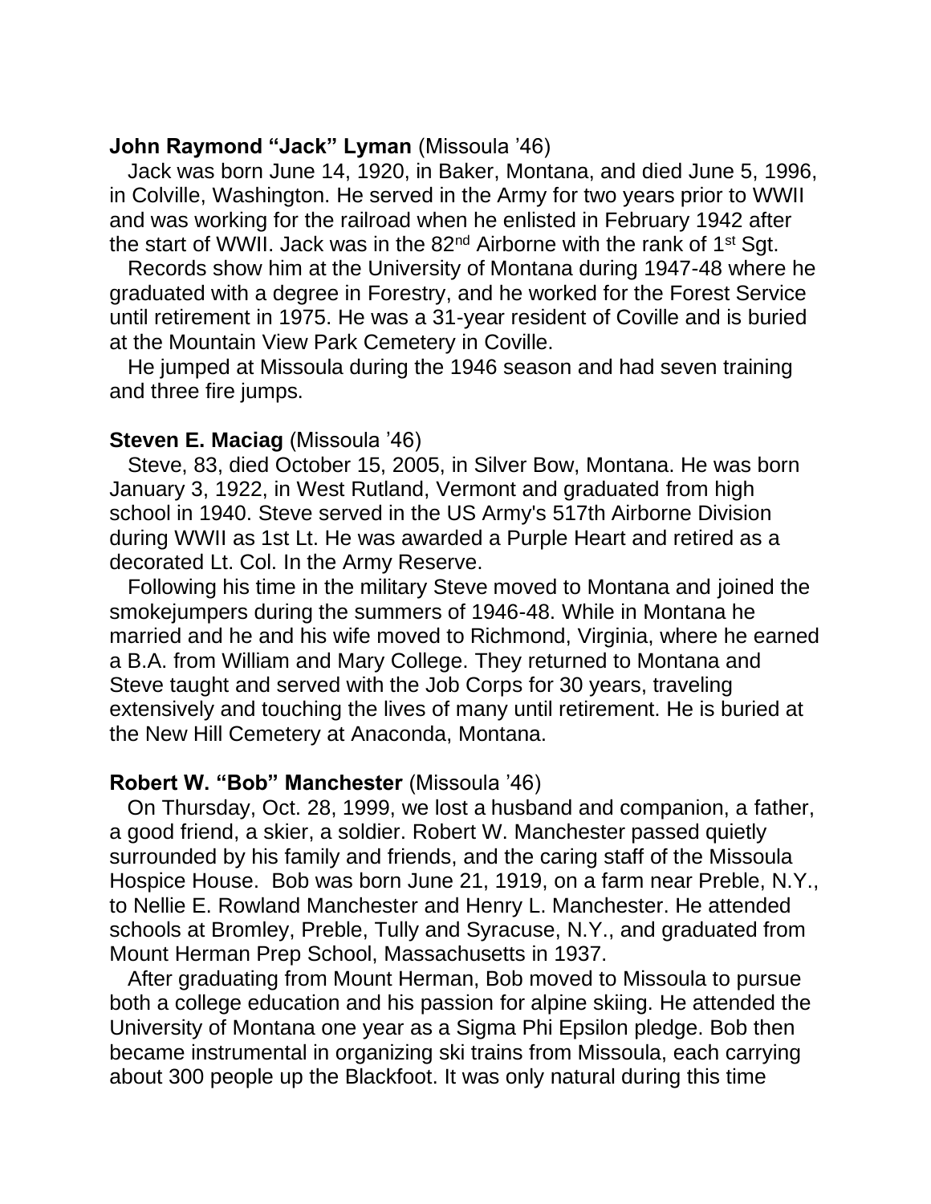**John Raymond "Jack" Lyman** (Missoula '46)

Jack was born June 14, 1920, in Baker, Montana, and died June 5, 1996, in Colville, Washington. He served in the Army for two years prior to WWII and was working for the railroad when he enlisted in February 1942 after the start of WWII. Jack was in the 82nd Airborne with the rank of 1st Sgt.

Records show him at the University of Montana during 1947-48 where he graduated with a degree in Forestry, and he worked for the Forest Service until retirement in 1975. He was a 31-year resident of Coville and is buried at the Mountain View Park Cemetery in Coville.

He jumped at Missoula during the 1946 season and had seven training and three fire jumps.

**Steven E. Maciag** (Missoula '46)

Steve, 83, died October 15, 2005, in Silver Bow, Montana. He was born January 3, 1922, in West Rutland, Vermont and graduated from high school in 1940. Steve served in the US Army's 517th Airborne Division during WWII as 1st Lt. He was awarded a Purple Heart and retired as a decorated Lt. Col. In the Army Reserve.

Following his time in the military Steve moved to Montana and joined the smokejumpers during the summers of 1946-48. While in Montana he married and he and his wife moved to Richmond, Virginia, where he earned a B.A. from William and Mary College. They returned to Montana and Steve taught and served with the Job Corps for 30 years, traveling extensively and touching the lives of many until retirement. He is buried at the New Hill Cemetery at Anaconda, Montana.

**Robert W. "Bob" Manchester** (Missoula '46)

On Thursday, Oct. 28, 1999, we lost a husband and companion, a father, a good friend, a skier, a soldier. Robert W. Manchester passed quietly surrounded by his family and friends, and the caring staff of the Missoula Hospice House. Bob was born June 21, 1919, on a farm near Preble, N.Y., to Nellie E. Rowland Manchester and Henry L. Manchester. He attended schools at Bromley, Preble, Tully and Syracuse, N.Y., and graduated from Mount Herman Prep School, Massachusetts in 1937.

After graduating from Mount Herman, Bob moved to Missoula to pursue both a college education and his passion for alpine skiing. He attended the University of Montana one year as a Sigma Phi Epsilon pledge. Bob then became instrumental in organizing ski trains from Missoula, each carrying about 300 people up the Blackfoot. It was only natural during this time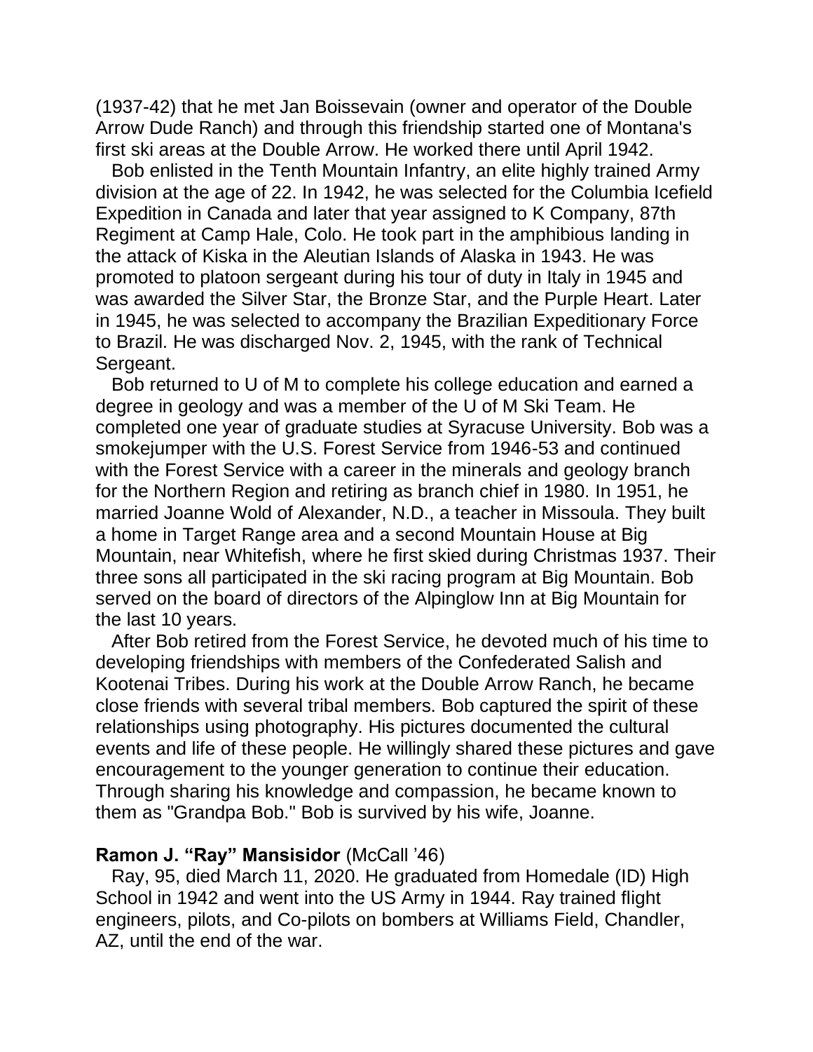(1937-42) that he met Jan Boissevain (owner and operator of the Double Arrow Dude Ranch) and through this friendship started one of Montana's first ski areas at the Double Arrow. He worked there until April 1942.

Bob enlisted in the Tenth Mountain Infantry, an elite highly trained Army division at the age of 22. In 1942, he was selected for the Columbia Icefield Expedition in Canada and later that year assigned to K Company, 87th Regiment at Camp Hale, Colo. He took part in the amphibious landing in the attack of Kiska in the Aleutian Islands of Alaska in 1943. He was promoted to platoon sergeant during his tour of duty in Italy in 1945 and was awarded the Silver Star, the Bronze Star, and the Purple Heart. Later in 1945, he was selected to accompany the Brazilian Expeditionary Force to Brazil. He was discharged Nov. 2, 1945, with the rank of Technical Sergeant.

Bob returned to U of M to complete his college education and earned a degree in geology and was a member of the U of M Ski Team. He completed one year of graduate studies at Syracuse University. Bob was a smokejumper with the U.S. Forest Service from 1946-53 and continued with the Forest Service with a career in the minerals and geology branch for the Northern Region and retiring as branch chief in 1980. In 1951, he married Joanne Wold of Alexander, N.D., a teacher in Missoula. They built a home in Target Range area and a second Mountain House at Big Mountain, near Whitefish, where he first skied during Christmas 1937. Their three sons all participated in the ski racing program at Big Mountain. Bob served on the board of directors of the Alpinglow Inn at Big Mountain for the last 10 years.

After Bob retired from the Forest Service, he devoted much of his time to developing friendships with members of the Confederated Salish and Kootenai Tribes. During his work at the Double Arrow Ranch, he became close friends with several tribal members. Bob captured the spirit of these relationships using photography. His pictures documented the cultural events and life of these people. He willingly shared these pictures and gave encouragement to the younger generation to continue their education. Through sharing his knowledge and compassion, he became known to them as "Grandpa Bob." Bob is survived by his wife, Joanne.

**Ramon J. "Ray" Mansisidor** (McCall '46)

Ray, 95, died March 11, 2020. He graduated from Homedale (ID) High School in 1942 and went into the US Army in 1944. Ray trained flight engineers, pilots, and Co-pilots on bombers at Williams Field, Chandler, AZ, until the end of the war.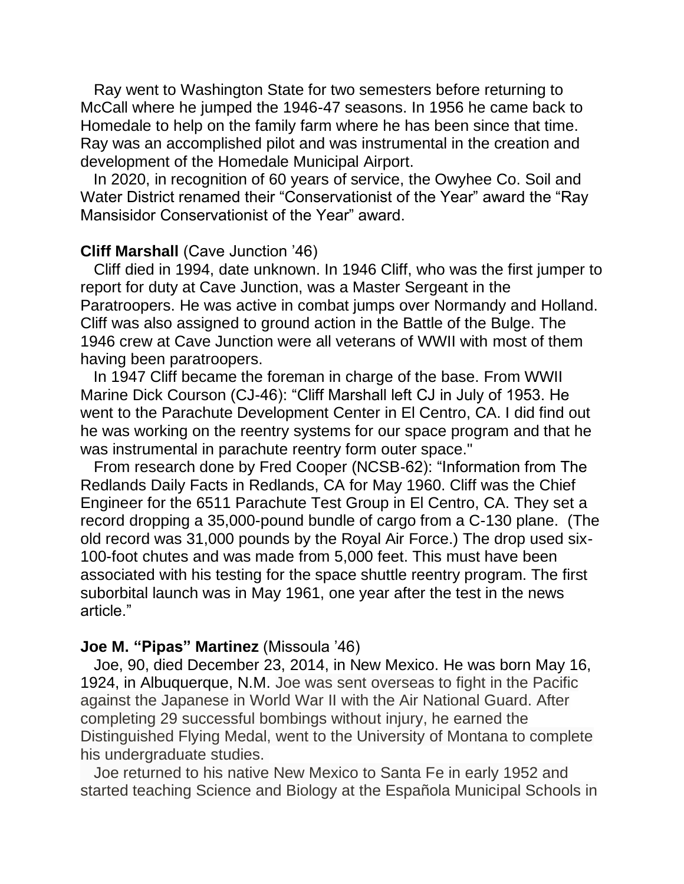Ray went to Washington State for two semesters before returning to McCall where he jumped the 1946-47 seasons. In 1956 he came back to Homedale to help on the family farm where he has been since that time. Ray was an accomplished pilot and was instrumental in the creation and development of the Homedale Municipal Airport.

In 2020, in recognition of 60 years of service, the Owyhee Co. Soil and Water District renamed their "Conservationist of the Year" award the "Ray Mansisidor Conservationist of the Year" award.

**Cliff Marshall** (Cave Junction '46)

Cliff died in 1994, date unknown. In 1946 Cliff, who was the first jumper to report for duty at Cave Junction, was a Master Sergeant in the Paratroopers. He was active in combat jumps over Normandy and Holland. Cliff was also assigned to ground action in the Battle of the Bulge. The 1946 crew at Cave Junction were all veterans of WWII with most of them having been paratroopers.

In 1947 Cliff became the foreman in charge of the base. From WWII Marine Dick Courson (CJ-46): "Cliff Marshall left CJ in July of 1953. He went to the Parachute Development Center in El Centro, CA. I did find out he was working on the reentry systems for our space program and that he was instrumental in parachute reentry form outer space."

From research done by Fred Cooper (NCSB-62): "Information from The Redlands Daily Facts in Redlands, CA for May 1960. Cliff was the Chief Engineer for the 6511 Parachute Test Group in El Centro, CA. They set a record dropping a 35,000-pound bundle of cargo from a C-130 plane. (The old record was 31,000 pounds by the Royal Air Force.) The drop used six-100-foot chutes and was made from 5,000 feet. This must have been associated with his testing for the space shuttle reentry program. The first suborbital launch was in May 1961, one year after the test in the news article."

**Joe M. "Pipas" Martinez** (Missoula '46)

Joe, 90, died December 23, 2014, in New Mexico. He was born May 16, 1924, in Albuquerque, N.M. Joe was sent overseas to fight in the Pacific against the Japanese in World War II with the Air National Guard. After completing 29 successful bombings without injury, he earned the Distinguished Flying Medal, went to the University of Montana to complete his undergraduate studies.

Joe returned to his native New Mexico to Santa Fe in early 1952 and started teaching Science and Biology at the Española Municipal Schools in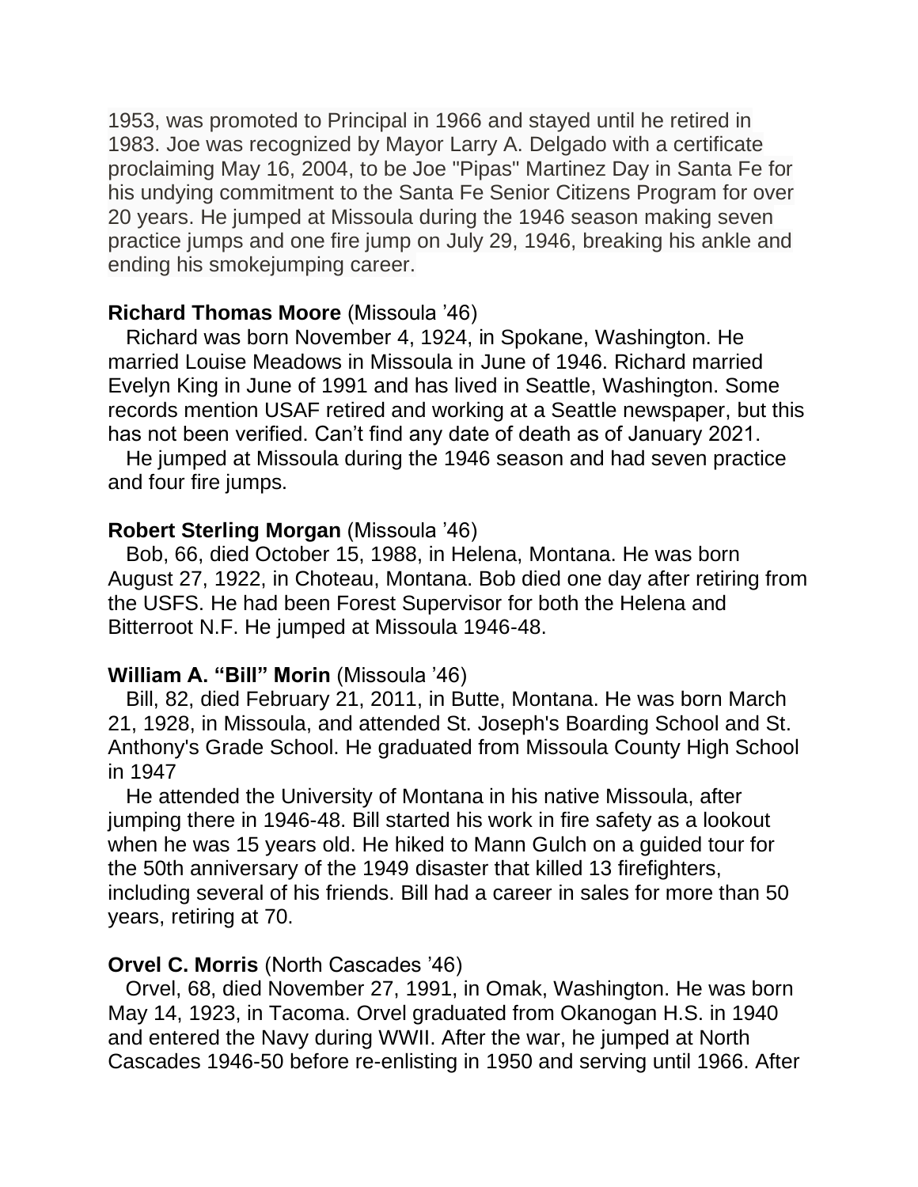1953, was promoted to Principal in 1966 and stayed until he retired in 1983. Joe was recognized by Mayor Larry A. Delgado with a certificate proclaiming May 16, 2004, to be Joe "Pipas" Martinez Day in Santa Fe for his undying commitment to the Santa Fe Senior Citizens Program for over 20 years. He jumped at Missoula during the 1946 season making seven practice jumps and one fire jump on July 29, 1946, breaking his ankle and ending his smokejumping career.

**Richard Thomas Moore** (Missoula '46)

Richard was born November 4, 1924, in Spokane, Washington. He married Louise Meadows in Missoula in June of 1946. Richard married Evelyn King in June of 1991 and has lived in Seattle, Washington. Some records mention USAF retired and working at a Seattle newspaper, but this has not been verified. Can't find any date of death as of January 2021.

He jumped at Missoula during the 1946 season and had seven practice and four fire jumps.

**Robert Sterling Morgan** (Missoula '46)

Bob, 66, died October 15, 1988, in Helena, Montana. He was born August 27, 1922, in Choteau, Montana. Bob died one day after retiring from the USFS. He had been Forest Supervisor for both the Helena and Bitterroot N.F. He jumped at Missoula 1946-48.

**William A. "Bill" Morin** (Missoula '46)

Bill, 82, died February 21, 2011, in Butte, Montana. He was born March 21, 1928, in Missoula, and attended St. Joseph's Boarding School and St. Anthony's Grade School. He graduated from Missoula County High School in 1947

He attended the University of Montana in his native Missoula, after jumping there in 1946-48. Bill started his work in fire safety as a lookout when he was 15 years old. He hiked to Mann Gulch on a guided tour for the 50th anniversary of the 1949 disaster that killed 13 firefighters, including several of his friends. Bill had a career in sales for more than 50 years, retiring at 70.

**Orvel C. Morris** (North Cascades '46)

Orvel, 68, died November 27, 1991, in Omak, Washington. He was born May 14, 1923, in Tacoma. Orvel graduated from Okanogan H.S. in 1940 and entered the Navy during WWII. After the war, he jumped at North Cascades 1946-50 before re-enlisting in 1950 and serving until 1966. After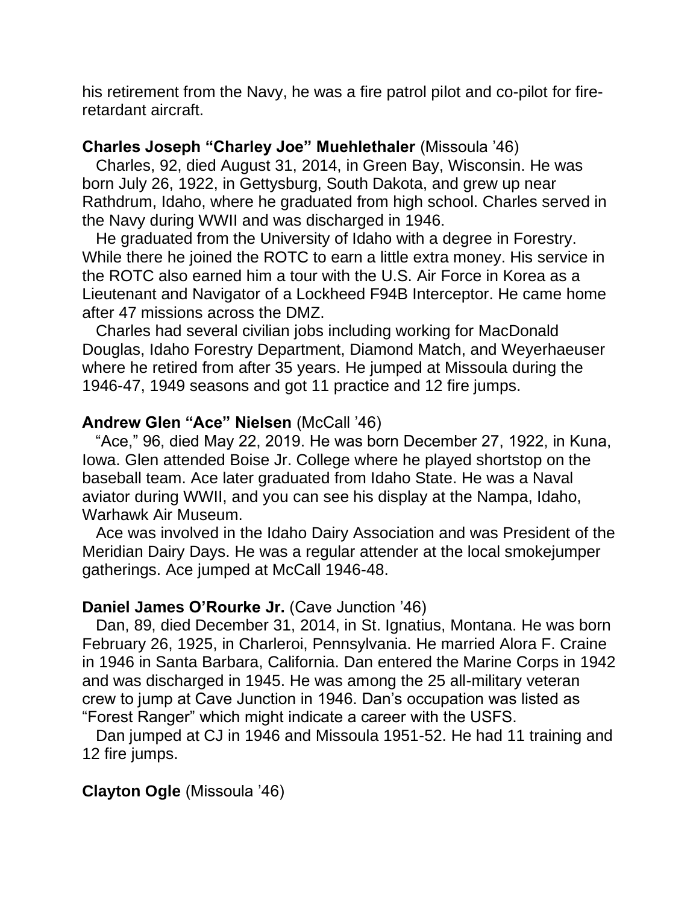his retirement from the Navy, he was a fire patrol pilot and co-pilot for fire-retardant aircraft.

**Charles Joseph "Charley Joe" Muehlethaler** (Missoula '46)

Charles, 92, died August 31, 2014, in Green Bay, Wisconsin. He was born July 26, 1922, in Gettysburg, South Dakota, and grew up near Rathdrum, Idaho, where he graduated from high school. Charles served in the Navy during WWII and was discharged in 1946.

He graduated from the University of Idaho with a degree in Forestry. While there he joined the ROTC to earn a little extra money. His service in the ROTC also earned him a tour with the U.S. Air Force in Korea as a Lieutenant and Navigator of a Lockheed F94B Interceptor. He came home after 47 missions across the DMZ.

Charles had several civilian jobs including working for MacDonald Douglas, Idaho Forestry Department, Diamond Match, and Weyerhaeuser where he retired from after 35 years. He jumped at Missoula during the 1946-47, 1949 seasons and got 11 practice and 12 fire jumps.

**Andrew Glen "Ace" Nielsen** (McCall '46)

"Ace," 96, died May 22, 2019. He was born December 27, 1922, in Kuna, Iowa. Glen attended Boise Jr. College where he played shortstop on the baseball team. Ace later graduated from Idaho State. He was a Naval aviator during WWII, and you can see his display at the Nampa, Idaho, Warhawk Air Museum.

Ace was involved in the Idaho Dairy Association and was President of the Meridian Dairy Days. He was a regular attender at the local smokejumper gatherings. Ace jumped at McCall 1946-48.

**Daniel James O'Rourke Jr.** (Cave Junction '46)

Dan, 89, died December 31, 2014, in St. Ignatius, Montana. He was born February 26, 1925, in Charleroi, Pennsylvania. He married Alora F. Craine in 1946 in Santa Barbara, California. Dan entered the Marine Corps in 1942 and was discharged in 1945. He was among the 25 all-military veteran crew to jump at Cave Junction in 1946. Dan's occupation was listed as "Forest Ranger" which might indicate a career with the USFS.

Dan jumped at CJ in 1946 and Missoula 1951-52. He had 11 training and 12 fire jumps.

**Clayton Ogle** (Missoula '46)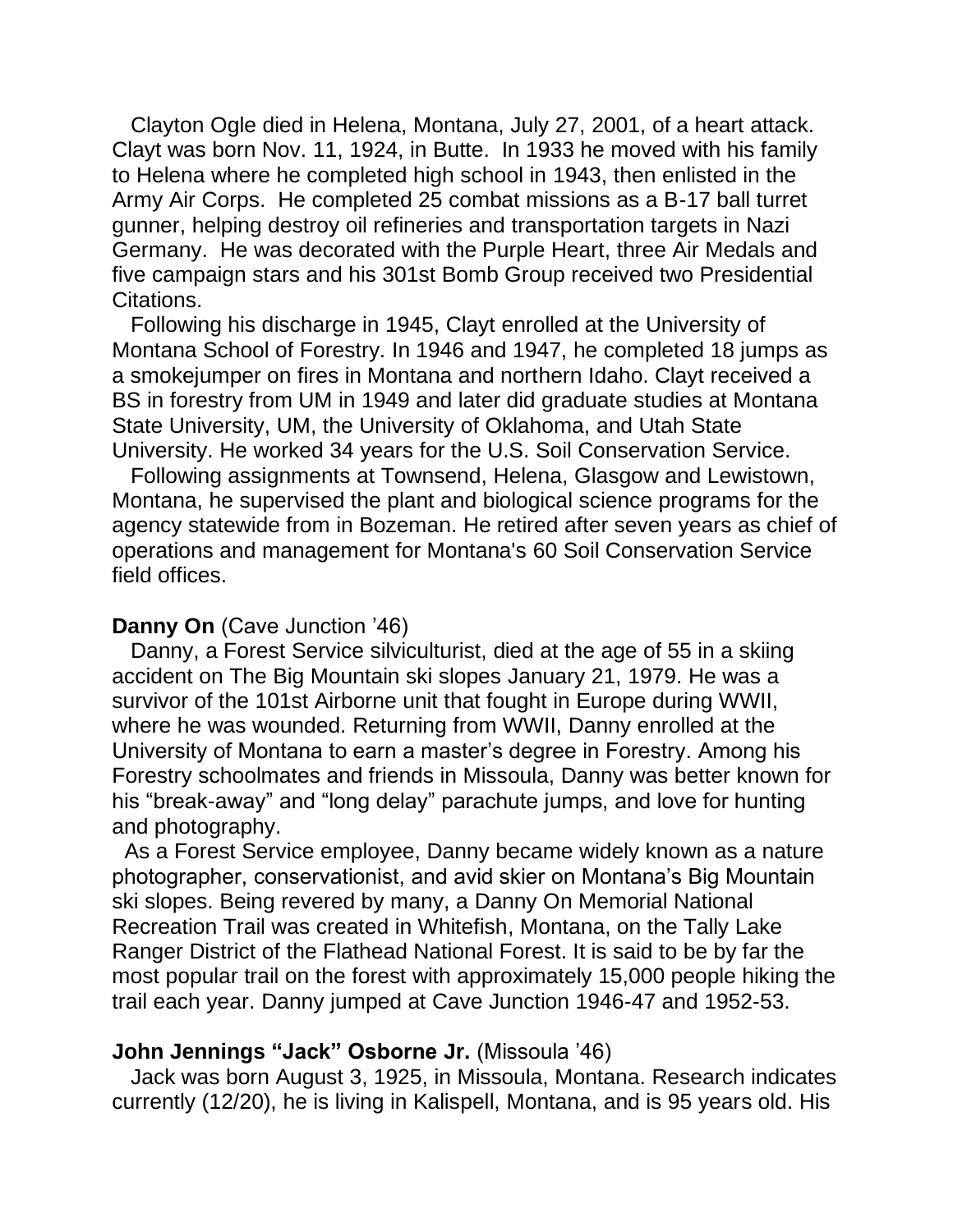Clayton Ogle died in Helena, Montana, July 27, 2001, of a heart attack. Clayt was born Nov. 11, 1924, in Butte. In 1933 he moved with his family to Helena where he completed high school in 1943, then enlisted in the Army Air Corps. He completed 25 combat missions as a B-17 ball turret gunner, helping destroy oil refineries and transportation targets in Nazi Germany. He was decorated with the Purple Heart, three Air Medals and five campaign stars and his 301st Bomb Group received two Presidential Citations.

Following his discharge in 1945, Clayt enrolled at the University of Montana School of Forestry. In 1946 and 1947, he completed 18 jumps as a smokejumper on fires in Montana and northern Idaho. Clayt received a BS in forestry from UM in 1949 and later did graduate studies at Montana State University, UM, the University of Oklahoma, and Utah State University. He worked 34 years for the U.S. Soil Conservation Service.

Following assignments at Townsend, Helena, Glasgow and Lewistown, Montana, he supervised the plant and biological science programs for the agency statewide from in Bozeman. He retired after seven years as chief of operations and management for Montana's 60 Soil Conservation Service field offices.

**Danny On** (Cave Junction '46)

Danny, a Forest Service silviculturist, died at the age of 55 in a skiing accident on The Big Mountain ski slopes January 21, 1979. He was a survivor of the 101st Airborne unit that fought in Europe during WWII, where he was wounded. Returning from WWII, Danny enrolled at the University of Montana to earn a master's degree in Forestry. Among his Forestry schoolmates and friends in Missoula, Danny was better known for his "break-away" and "long delay" parachute jumps, and love for hunting and photography.

As a Forest Service employee, Danny became widely known as a nature photographer, conservationist, and avid skier on Montana's Big Mountain ski slopes. Being revered by many, a Danny On Memorial National Recreation Trail was created in Whitefish, Montana, on the Tally Lake Ranger District of the Flathead National Forest. It is said to be by far the most popular trail on the forest with approximately 15,000 people hiking the trail each year. Danny jumped at Cave Junction 1946-47 and 1952-53.

**John Jennings "Jack" Osborne Jr.** (Missoula '46)

Jack was born August 3, 1925, in Missoula, Montana. Research indicates currently (12/20), he is living in Kalispell, Montana, and is 95 years old. His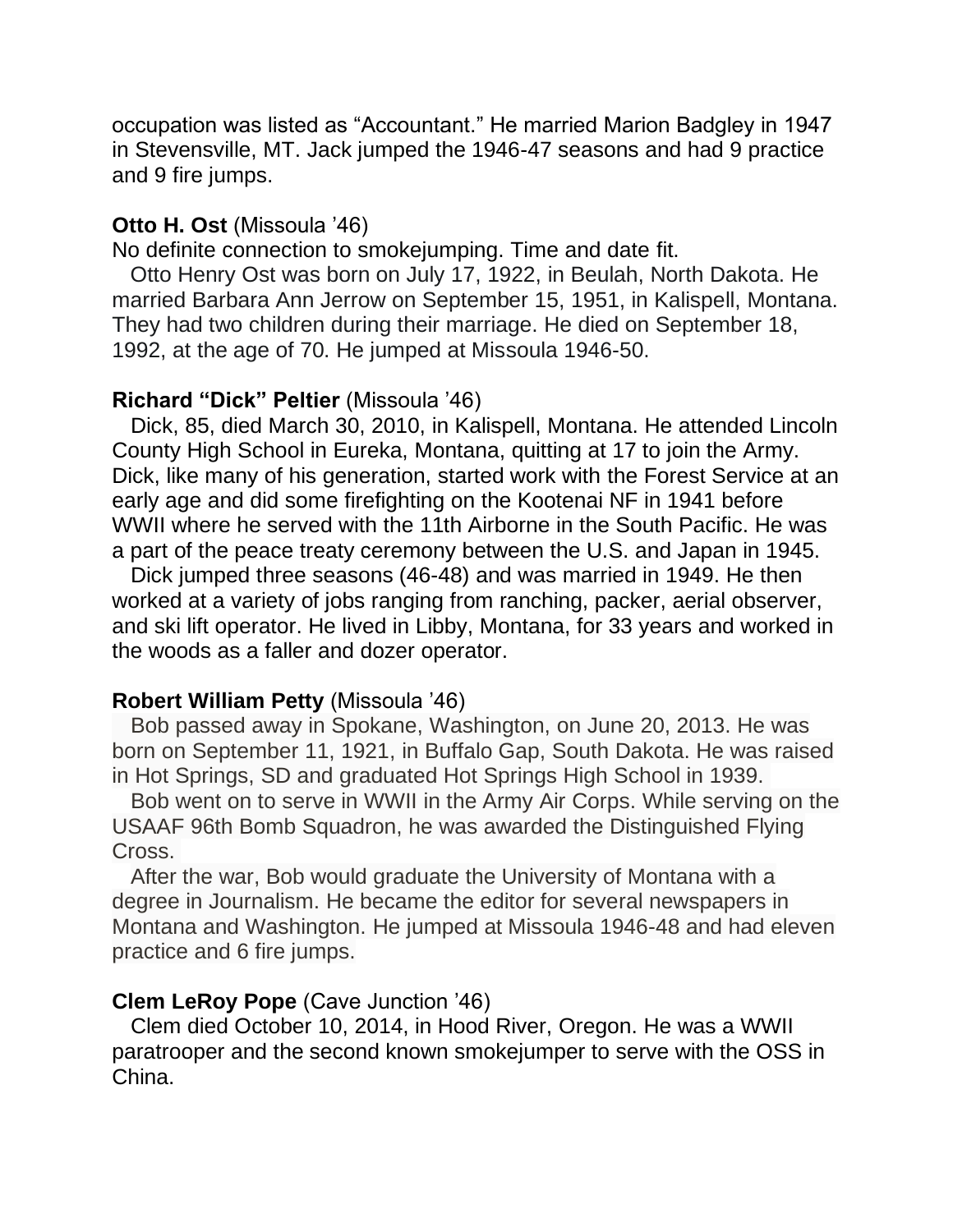occupation was listed as "Accountant." He married Marion Badgley in 1947 in Stevensville, MT. Jack jumped the 1946-47 seasons and had 9 practice and 9 fire jumps.

**Otto H. Ost** (Missoula '46)

No definite connection to smokejumping. Time and date fit.

Otto Henry Ost was born on July 17, 1922, in Beulah, North Dakota. He married Barbara Ann Jerrow on September 15, 1951, in Kalispell, Montana. They had two children during their marriage. He died on September 18, 1992, at the age of 70. He jumped at Missoula 1946-50.

**Richard "Dick" Peltier** (Missoula '46)

Dick, 85, died March 30, 2010, in Kalispell, Montana. He attended Lincoln County High School in Eureka, Montana, quitting at 17 to join the Army. Dick, like many of his generation, started work with the Forest Service at an early age and did some firefighting on the Kootenai NF in 1941 before WWII where he served with the 11th Airborne in the South Pacific. He was a part of the peace treaty ceremony between the U.S. and Japan in 1945.

Dick jumped three seasons (46-48) and was married in 1949. He then worked at a variety of jobs ranging from ranching, packer, aerial observer, and ski lift operator. He lived in Libby, Montana, for 33 years and worked in the woods as a faller and dozer operator.

**Robert William Petty** (Missoula '46)

Bob passed away in Spokane, Washington, on June 20, 2013. He was born on September 11, 1921, in Buffalo Gap, South Dakota. He was raised in Hot Springs, SD and graduated Hot Springs High School in 1939.

Bob went on to serve in WWII in the Army Air Corps. While serving on the USAAF 96th Bomb Squadron, he was awarded the Distinguished Flying Cross.

After the war, Bob would graduate the University of Montana with a degree in Journalism. He became the editor for several newspapers in Montana and Washington. He jumped at Missoula 1946-48 and had eleven practice and 6 fire jumps.

**Clem LeRoy Pope** (Cave Junction '46)

Clem died October 10, 2014, in Hood River, Oregon. He was a WWII paratrooper and the second known smokejumper to serve with the OSS in China.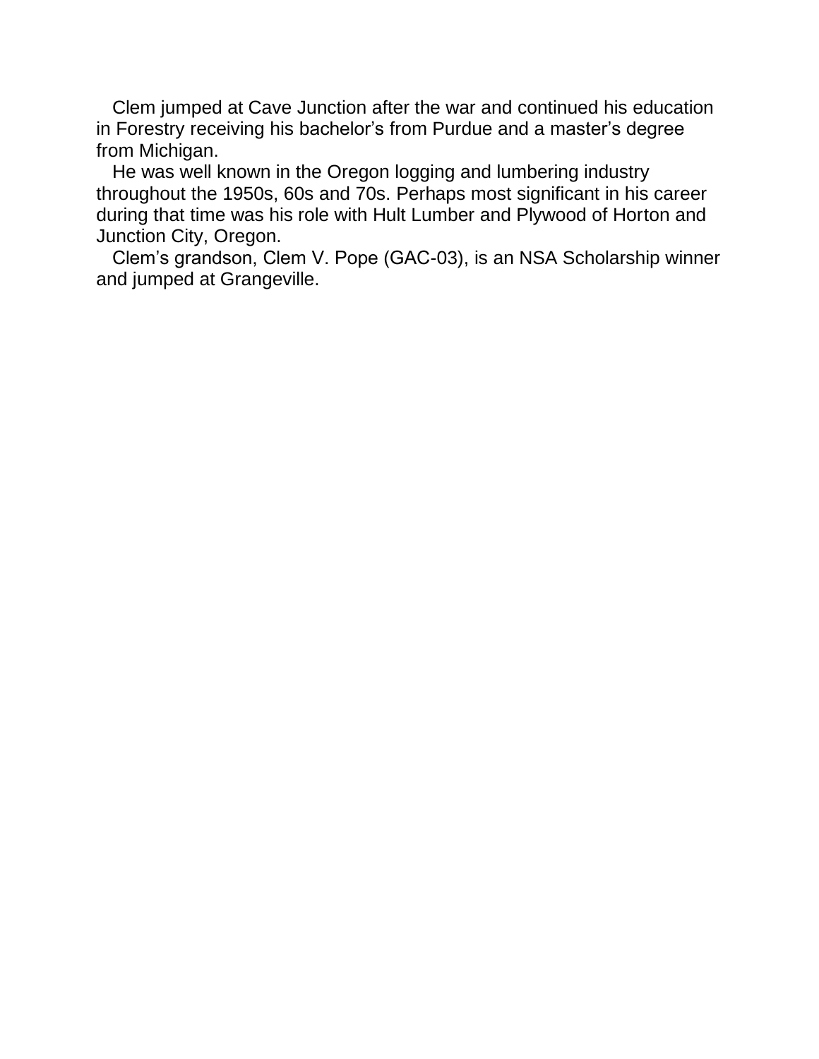Clem jumped at Cave Junction after the war and continued his education in Forestry receiving his bachelor's from Purdue and a master's degree from Michigan.

He was well known in the Oregon logging and lumbering industry throughout the 1950s, 60s and 70s. Perhaps most significant in his career during that time was his role with Hult Lumber and Plywood of Horton and Junction City, Oregon.

Clem's grandson, Clem V. Pope (GAC-03), is an NSA Scholarship winner and jumped at Grangeville.